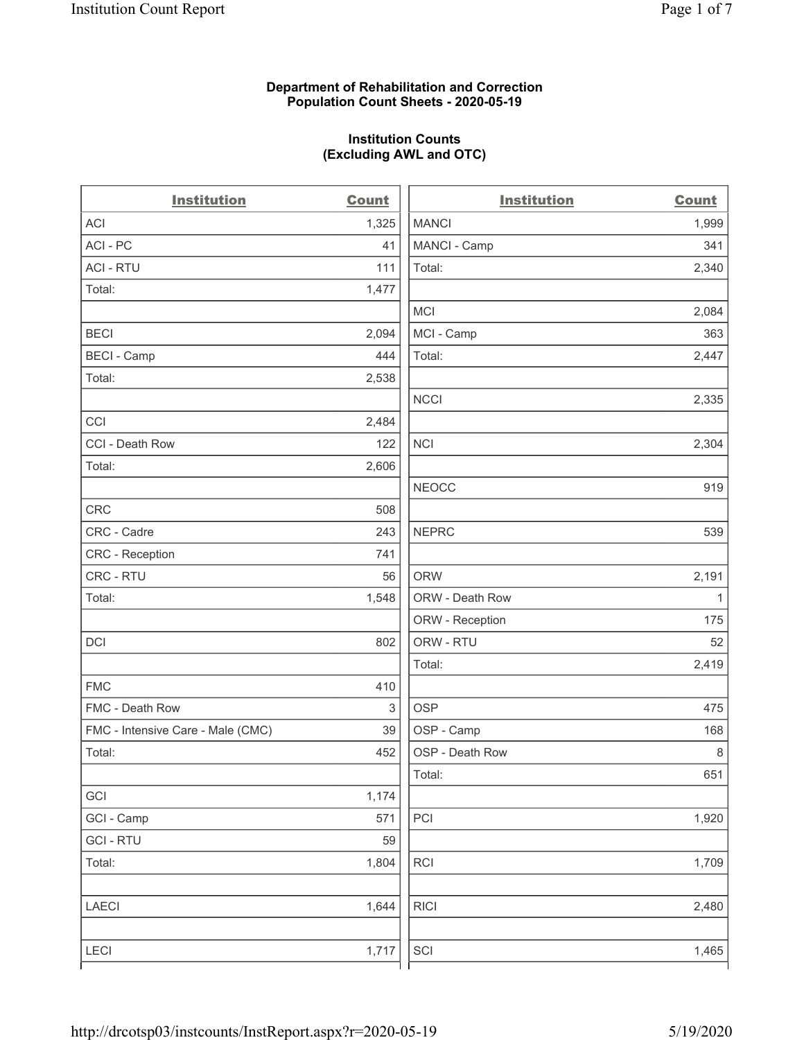**Department of Rehabilitation and Correction**
**Population Count Sheets - 2020-05-19**

**Institution Counts**
**(Excluding AWL and OTC)**

| Institution | Count |
|---|---|
| ACI | 1,325 |
| ACI - PC | 41 |
| ACI - RTU | 111 |
| Total: | 1,477 |
| | |
| BECI | 2,094 |
| BECI - Camp | 444 |
| Total: | 2,538 |
| | |
| CCI | 2,484 |
| CCI - Death Row | 122 |
| Total: | 2,606 |
| | |
| CRC | 508 |
| CRC - Cadre | 243 |
| CRC - Reception | 741 |
| CRC - RTU | 56 |
| Total: | 1,548 |
| | |
| DCI | 802 |
| | |
| FMC | 410 |
| FMC - Death Row | 3 |
| FMC - Intensive Care - Male (CMC) | 39 |
| Total: | 452 |
| | |
| GCI | 1,174 |
| GCI - Camp | 571 |
| GCI - RTU | 59 |
| Total: | 1,804 |
| | |
| LAECI | 1,644 |
| | |
| LECI | 1,717 |

| Institution | Count |
|---|---|
| MANCI | 1,999 |
| MANCI - Camp | 341 |
| Total: | 2,340 |
| | |
| MCI | 2,084 |
| MCI - Camp | 363 |
| Total: | 2,447 |
| | |
| NCCI | 2,335 |
| | |
| NCI | 2,304 |
| | |
| NEOCC | 919 |
| | |
| NEPRC | 539 |
| | |
| ORW | 2,191 |
| ORW - Death Row | 1 |
| ORW - Reception | 175 |
| ORW - RTU | 52 |
| Total: | 2,419 |
| | |
| OSP | 475 |
| OSP - Camp | 168 |
| OSP - Death Row | 8 |
| Total: | 651 |
| | |
| PCI | 1,920 |
| | |
| RCI | 1,709 |
| | |
| RICI | 2,480 |
| | |
| SCI | 1,465 |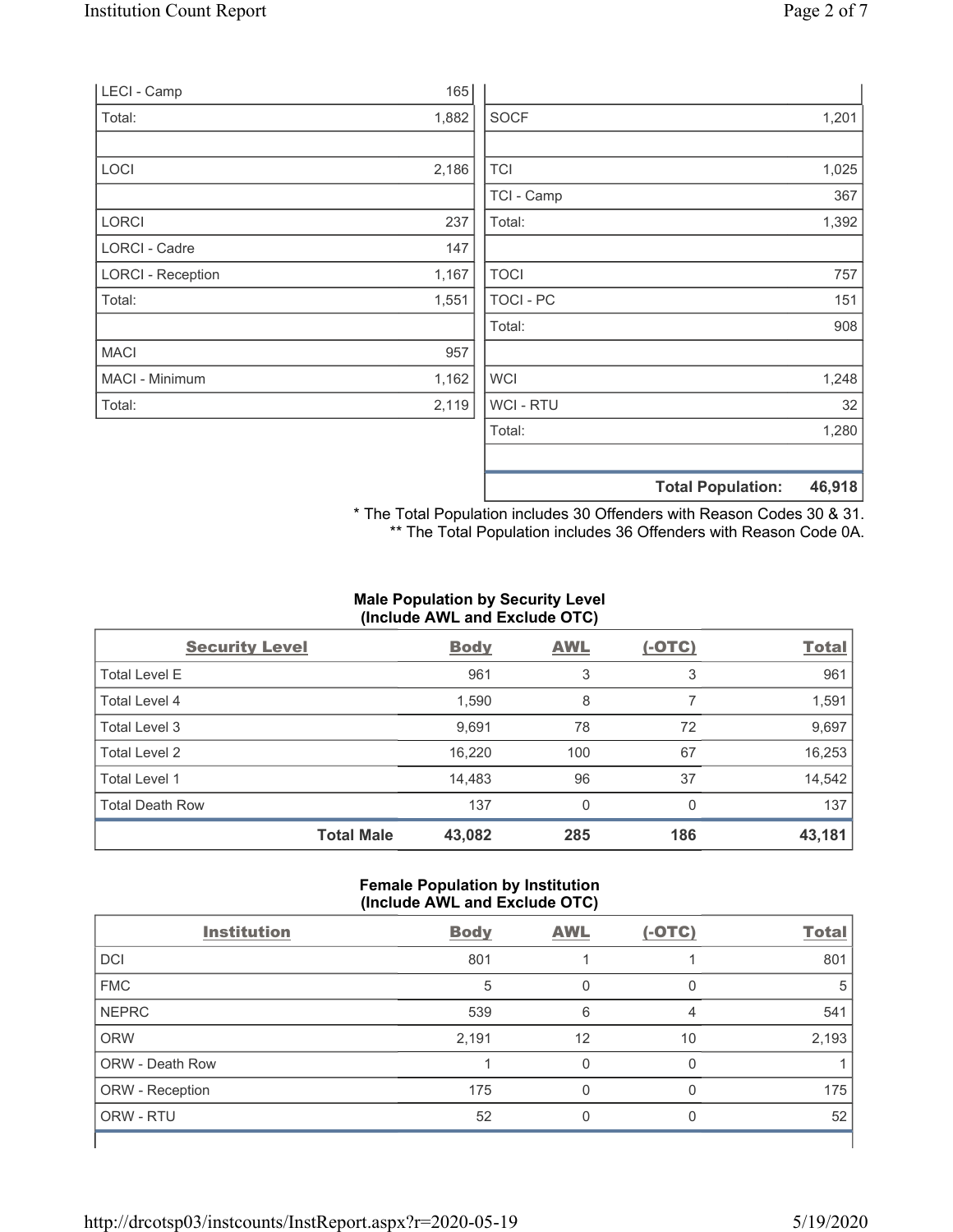| | |
|---|---|
| LECI - Camp | 165 |
| Total: | 1,882 |
| | |
| LOCI | 2,186 |
| | |
| LORCI | 237 |
| LORCI - Cadre | 147 |
| LORCI - Reception | 1,167 |
| Total: | 1,551 |
| | |
| MACI | 957 |
| MACI - Minimum | 1,162 |
| Total: | 2,119 |

| | |
|---|---|
| SOCF | 1,201 |
| | |
| TCI | 1,025 |
| TCI - Camp | 367 |
| Total: | 1,392 |
| | |
| TOCI | 757 |
| TOCI - PC | 151 |
| Total: | 908 |
| | |
| WCI | 1,248 |
| WCI - RTU | 32 |
| Total: | 1,280 |
| | |
| **Total Population:** | **46,918** |

\* The Total Population includes 30 Offenders with Reason Codes 30 & 31.
\*\* The Total Population includes 36 Offenders with Reason Code 0A.

**Male Population by Security Level (Include AWL and Exclude OTC)**

| Security Level | Body | AWL | (-OTC) | Total |
|---|---|---|---|---|
| Total Level E | 961 | 3 | 3 | 961 |
| Total Level 4 | 1,590 | 8 | 7 | 1,591 |
| Total Level 3 | 9,691 | 78 | 72 | 9,697 |
| Total Level 2 | 16,220 | 100 | 67 | 16,253 |
| Total Level 1 | 14,483 | 96 | 37 | 14,542 |
| Total Death Row | 137 | 0 | 0 | 137 |
| **Total Male** | **43,082** | **285** | **186** | **43,181** |

**Female Population by Institution (Include AWL and Exclude OTC)**

| Institution | Body | AWL | (-OTC) | Total |
|---|---|---|---|---|
| DCI | 801 | 1 | 1 | 801 |
| FMC | 5 | 0 | 0 | 5 |
| NEPRC | 539 | 6 | 4 | 541 |
| ORW | 2,191 | 12 | 10 | 2,193 |
| ORW - Death Row | 1 | 0 | 0 | 1 |
| ORW - Reception | 175 | 0 | 0 | 175 |
| ORW - RTU | 52 | 0 | 0 | 52 |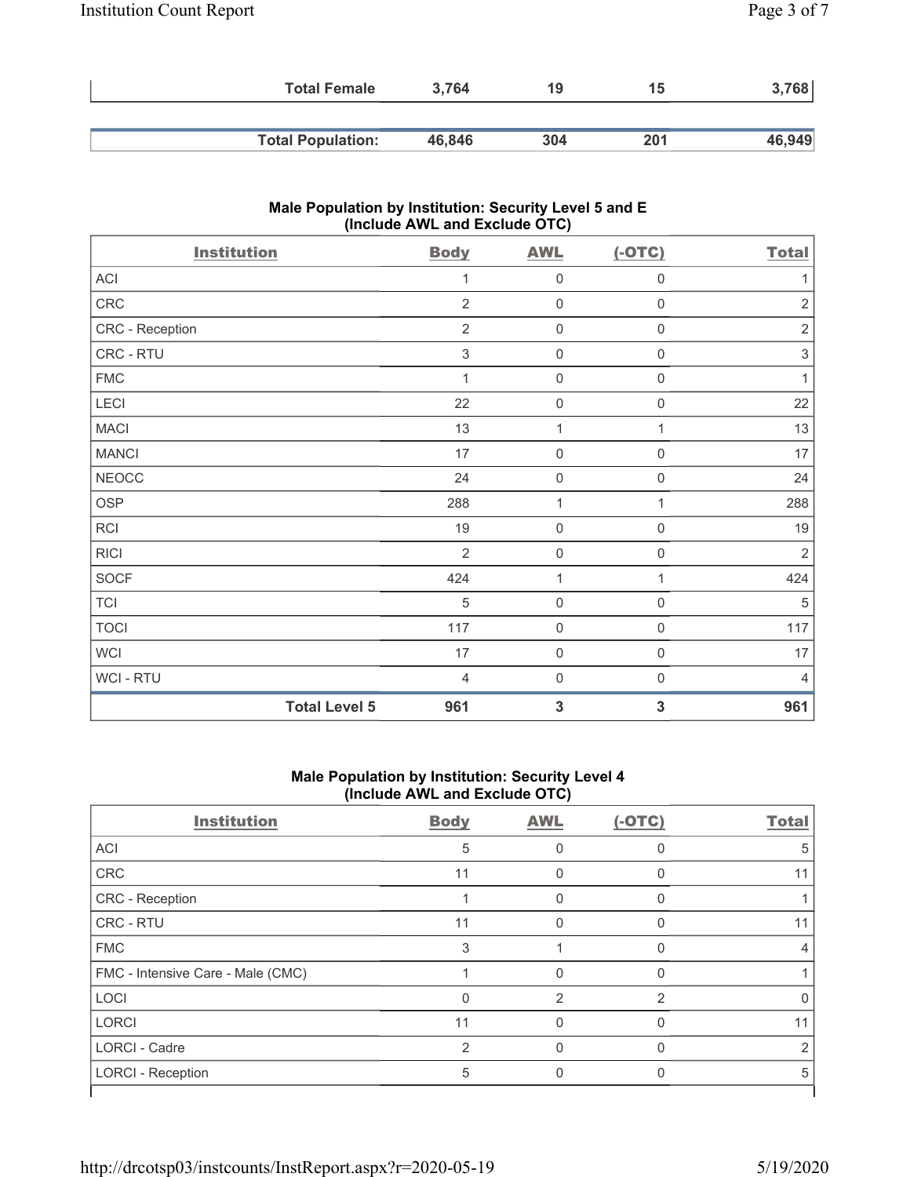| | Body | AWL | (-OTC) | Total |
|---|---|---|---|---|
| **Total Female** | 3,764 | 19 | 15 | 3,768 |
| **Total Population:** | 46,846 | 304 | 201 | 46,949 |

### Male Population by Institution: Security Level 5 and E (Include AWL and Exclude OTC)

| Institution | Body | AWL | (-OTC) | Total |
|---|---|---|---|---|
| ACI | 1 | 0 | 0 | 1 |
| CRC | 2 | 0 | 0 | 2 |
| CRC - Reception | 2 | 0 | 0 | 2 |
| CRC - RTU | 3 | 0 | 0 | 3 |
| FMC | 1 | 0 | 0 | 1 |
| LECI | 22 | 0 | 0 | 22 |
| MACI | 13 | 1 | 1 | 13 |
| MANCI | 17 | 0 | 0 | 17 |
| NEOCC | 24 | 0 | 0 | 24 |
| OSP | 288 | 1 | 1 | 288 |
| RCI | 19 | 0 | 0 | 19 |
| RICI | 2 | 0 | 0 | 2 |
| SOCF | 424 | 1 | 1 | 424 |
| TCI | 5 | 0 | 0 | 5 |
| TOCI | 117 | 0 | 0 | 117 |
| WCI | 17 | 0 | 0 | 17 |
| WCI - RTU | 4 | 0 | 0 | 4 |
| **Total Level 5** | 961 | 3 | 3 | 961 |

### Male Population by Institution: Security Level 4 (Include AWL and Exclude OTC)

| Institution | Body | AWL | (-OTC) | Total |
|---|---|---|---|---|
| ACI | 5 | 0 | 0 | 5 |
| CRC | 11 | 0 | 0 | 11 |
| CRC - Reception | 1 | 0 | 0 | 1 |
| CRC - RTU | 11 | 0 | 0 | 11 |
| FMC | 3 | 1 | 0 | 4 |
| FMC - Intensive Care - Male (CMC) | 1 | 0 | 0 | 1 |
| LOCI | 0 | 2 | 2 | 0 |
| LORCI | 11 | 0 | 0 | 11 |
| LORCI - Cadre | 2 | 0 | 0 | 2 |
| LORCI - Reception | 5 | 0 | 0 | 5 |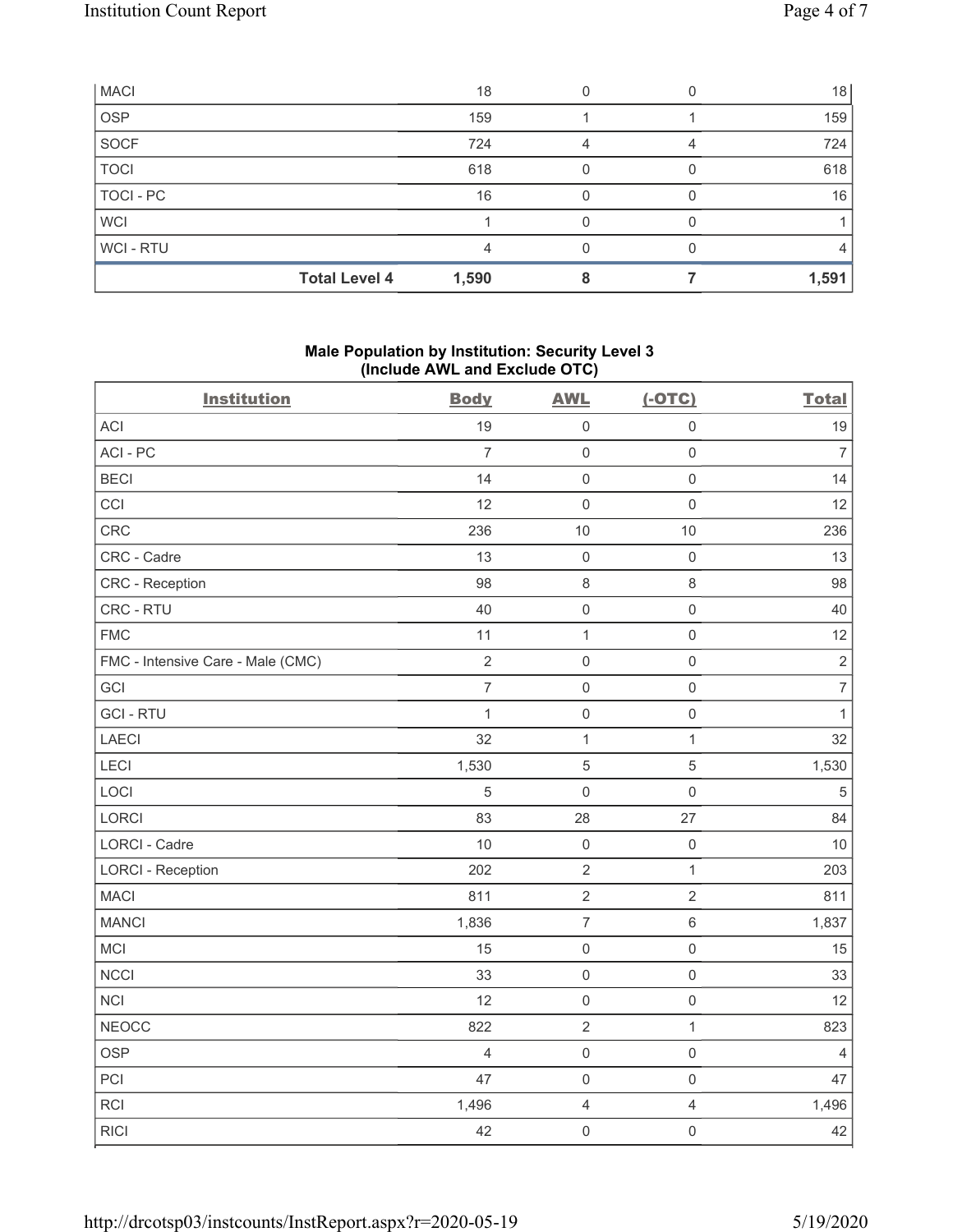| MACI | 18 | 0 | 0 | 18 |
|---|---|---|---|---|
| OSP | 159 | 1 | 1 | 159 |
| SOCF | 724 | 4 | 4 | 724 |
| TOCI | 618 | 0 | 0 | 618 |
| TOCI - PC | 16 | 0 | 0 | 16 |
| WCI | 1 | 0 | 0 | 1 |
| WCI - RTU | 4 | 0 | 0 | 4 |
| **Total Level 4** | **1,590** | **8** | **7** | **1,591** |

**Male Population by Institution: Security Level 3 (Include AWL and Exclude OTC)**

| Institution | Body | AWL | (-OTC) | Total |
|---|---|---|---|---|
| ACI | 19 | 0 | 0 | 19 |
| ACI - PC | 7 | 0 | 0 | 7 |
| BECI | 14 | 0 | 0 | 14 |
| CCI | 12 | 0 | 0 | 12 |
| CRC | 236 | 10 | 10 | 236 |
| CRC - Cadre | 13 | 0 | 0 | 13 |
| CRC - Reception | 98 | 8 | 8 | 98 |
| CRC - RTU | 40 | 0 | 0 | 40 |
| FMC | 11 | 1 | 0 | 12 |
| FMC - Intensive Care - Male (CMC) | 2 | 0 | 0 | 2 |
| GCI | 7 | 0 | 0 | 7 |
| GCI - RTU | 1 | 0 | 0 | 1 |
| LAECI | 32 | 1 | 1 | 32 |
| LECI | 1,530 | 5 | 5 | 1,530 |
| LOCI | 5 | 0 | 0 | 5 |
| LORCI | 83 | 28 | 27 | 84 |
| LORCI - Cadre | 10 | 0 | 0 | 10 |
| LORCI - Reception | 202 | 2 | 1 | 203 |
| MACI | 811 | 2 | 2 | 811 |
| MANCI | 1,836 | 7 | 6 | 1,837 |
| MCI | 15 | 0 | 0 | 15 |
| NCCI | 33 | 0 | 0 | 33 |
| NCI | 12 | 0 | 0 | 12 |
| NEOCC | 822 | 2 | 1 | 823 |
| OSP | 4 | 0 | 0 | 4 |
| PCI | 47 | 0 | 0 | 47 |
| RCI | 1,496 | 4 | 4 | 1,496 |
| RICI | 42 | 0 | 0 | 42 |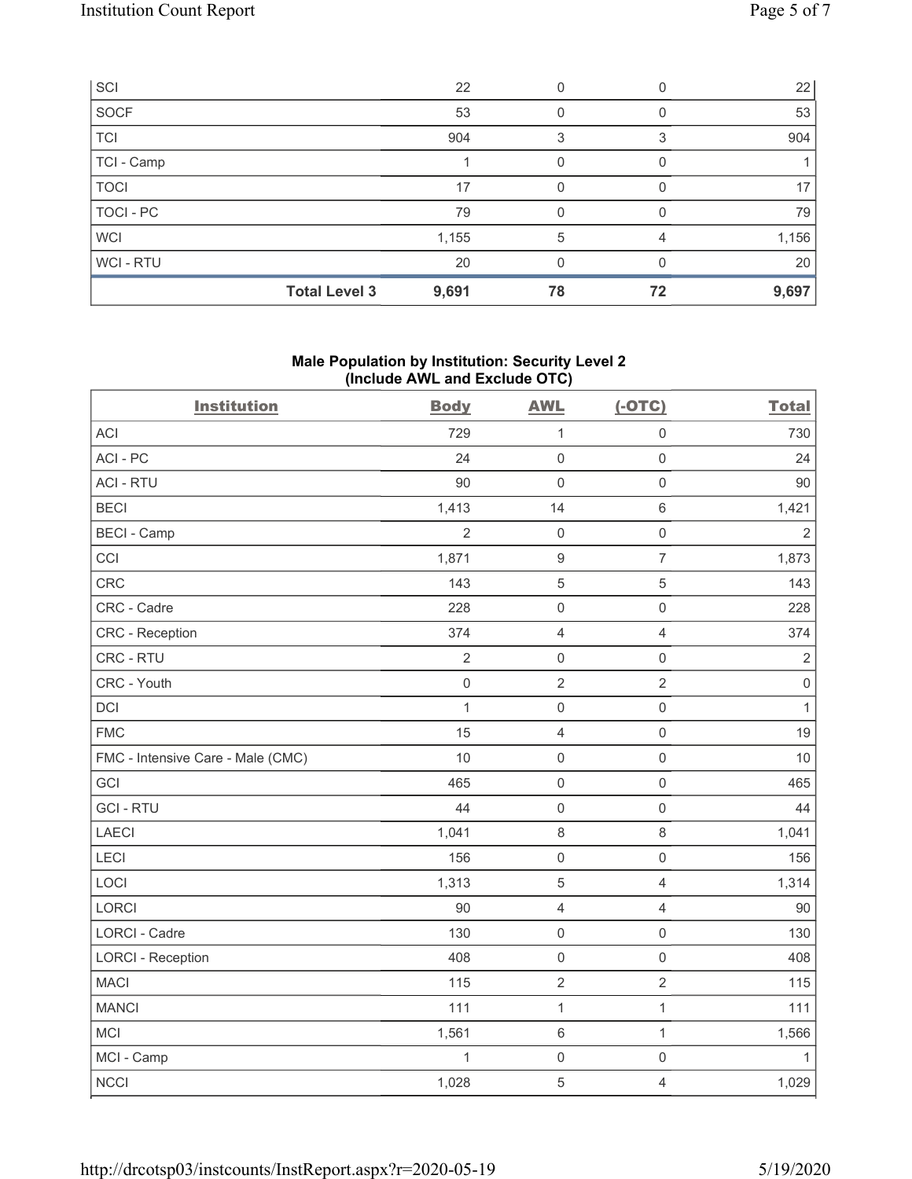| | Body | AWL | (-OTC) | Total |
|---|---|---|---|---|
| SCI | 22 | 0 | 0 | 22 |
| SOCF | 53 | 0 | 0 | 53 |
| TCI | 904 | 3 | 3 | 904 |
| TCI - Camp | 1 | 0 | 0 | 1 |
| TOCI | 17 | 0 | 0 | 17 |
| TOCI - PC | 79 | 0 | 0 | 79 |
| WCI | 1,155 | 5 | 4 | 1,156 |
| WCI - RTU | 20 | 0 | 0 | 20 |
| **Total Level 3** | **9,691** | **78** | **72** | **9,697** |

### Male Population by Institution: Security Level 2 (Include AWL and Exclude OTC)

| Institution | Body | AWL | (-OTC) | Total |
|---|---|---|---|---|
| ACI | 729 | 1 | 0 | 730 |
| ACI - PC | 24 | 0 | 0 | 24 |
| ACI - RTU | 90 | 0 | 0 | 90 |
| BECI | 1,413 | 14 | 6 | 1,421 |
| BECI - Camp | 2 | 0 | 0 | 2 |
| CCI | 1,871 | 9 | 7 | 1,873 |
| CRC | 143 | 5 | 5 | 143 |
| CRC - Cadre | 228 | 0 | 0 | 228 |
| CRC - Reception | 374 | 4 | 4 | 374 |
| CRC - RTU | 2 | 0 | 0 | 2 |
| CRC - Youth | 0 | 2 | 2 | 0 |
| DCI | 1 | 0 | 0 | 1 |
| FMC | 15 | 4 | 0 | 19 |
| FMC - Intensive Care - Male (CMC) | 10 | 0 | 0 | 10 |
| GCI | 465 | 0 | 0 | 465 |
| GCI - RTU | 44 | 0 | 0 | 44 |
| LAECI | 1,041 | 8 | 8 | 1,041 |
| LECI | 156 | 0 | 0 | 156 |
| LOCI | 1,313 | 5 | 4 | 1,314 |
| LORCI | 90 | 4 | 4 | 90 |
| LORCI - Cadre | 130 | 0 | 0 | 130 |
| LORCI - Reception | 408 | 0 | 0 | 408 |
| MACI | 115 | 2 | 2 | 115 |
| MANCI | 111 | 1 | 1 | 111 |
| MCI | 1,561 | 6 | 1 | 1,566 |
| MCI - Camp | 1 | 0 | 0 | 1 |
| NCCI | 1,028 | 5 | 4 | 1,029 |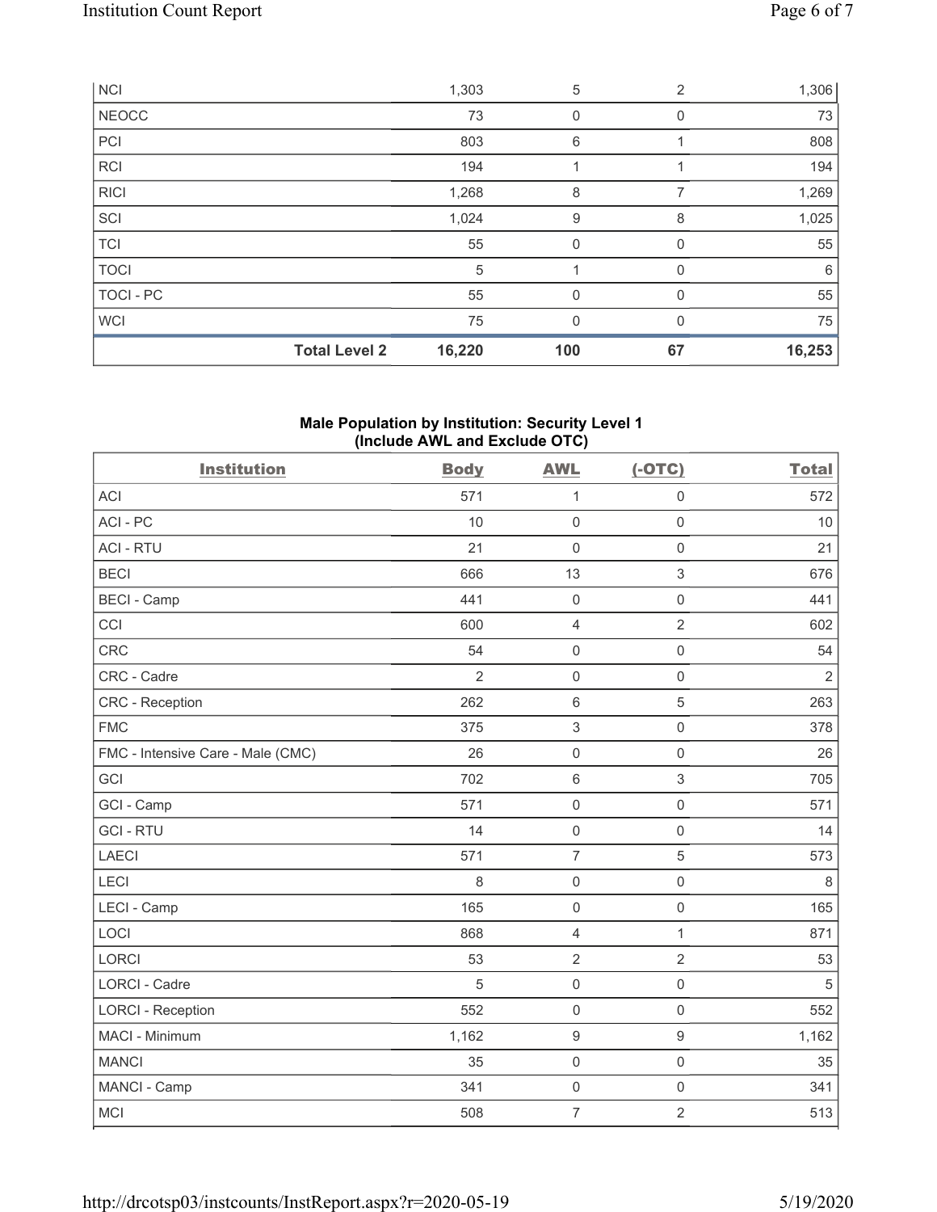| | | | | |
|---|---|---|---|---|
| NCI | 1,303 | 5 | 2 | 1,306 |
| NEOCC | 73 | 0 | 0 | 73 |
| PCI | 803 | 6 | 1 | 808 |
| RCI | 194 | 1 | 1 | 194 |
| RICI | 1,268 | 8 | 7 | 1,269 |
| SCI | 1,024 | 9 | 8 | 1,025 |
| TCI | 55 | 0 | 0 | 55 |
| TOCI | 5 | 1 | 0 | 6 |
| TOCI - PC | 55 | 0 | 0 | 55 |
| WCI | 75 | 0 | 0 | 75 |
| **Total Level 2** | **16,220** | **100** | **67** | **16,253** |

**Male Population by Institution: Security Level 1 (Include AWL and Exclude OTC)**

| Institution | Body | AWL | (-OTC) | Total |
|---|---|---|---|---|
| ACI | 571 | 1 | 0 | 572 |
| ACI - PC | 10 | 0 | 0 | 10 |
| ACI - RTU | 21 | 0 | 0 | 21 |
| BECI | 666 | 13 | 3 | 676 |
| BECI - Camp | 441 | 0 | 0 | 441 |
| CCI | 600 | 4 | 2 | 602 |
| CRC | 54 | 0 | 0 | 54 |
| CRC - Cadre | 2 | 0 | 0 | 2 |
| CRC - Reception | 262 | 6 | 5 | 263 |
| FMC | 375 | 3 | 0 | 378 |
| FMC - Intensive Care - Male (CMC) | 26 | 0 | 0 | 26 |
| GCI | 702 | 6 | 3 | 705 |
| GCI - Camp | 571 | 0 | 0 | 571 |
| GCI - RTU | 14 | 0 | 0 | 14 |
| LAECI | 571 | 7 | 5 | 573 |
| LECI | 8 | 0 | 0 | 8 |
| LECI - Camp | 165 | 0 | 0 | 165 |
| LOCI | 868 | 4 | 1 | 871 |
| LORCI | 53 | 2 | 2 | 53 |
| LORCI - Cadre | 5 | 0 | 0 | 5 |
| LORCI - Reception | 552 | 0 | 0 | 552 |
| MACI - Minimum | 1,162 | 9 | 9 | 1,162 |
| MANCI | 35 | 0 | 0 | 35 |
| MANCI - Camp | 341 | 0 | 0 | 341 |
| MCI | 508 | 7 | 2 | 513 |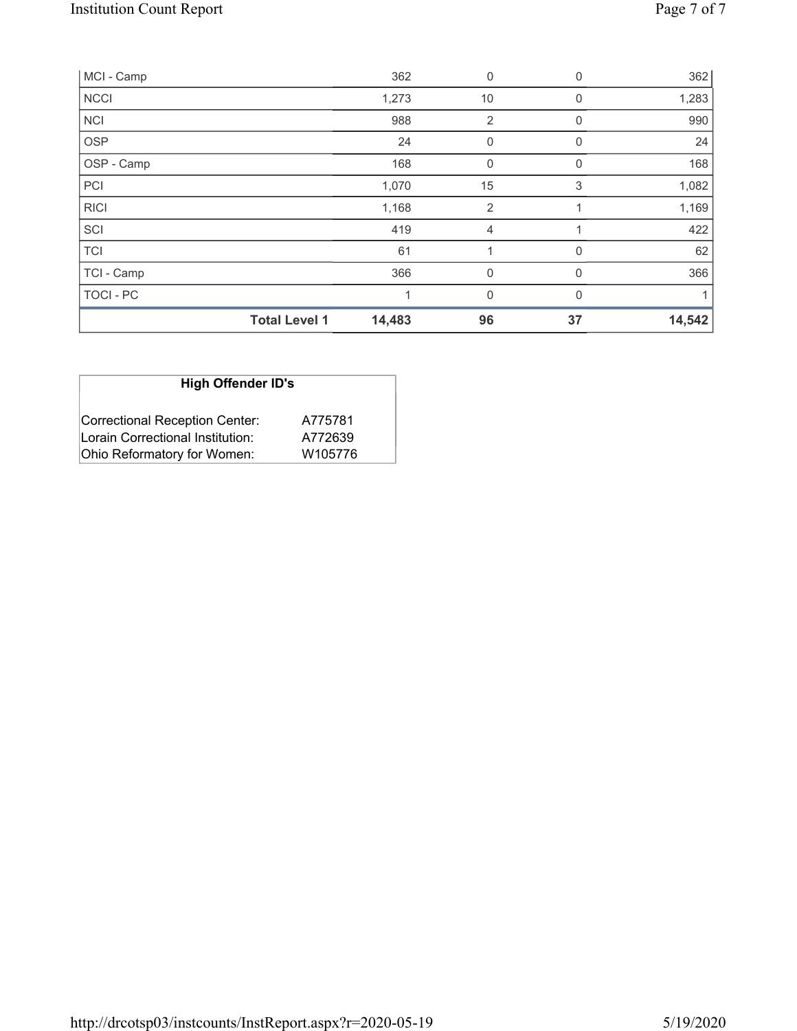| | | | | |
|---|---|---|---|---|
| MCI - Camp | 362 | 0 | 0 | 362 |
| NCCI | 1,273 | 10 | 0 | 1,283 |
| NCI | 988 | 2 | 0 | 990 |
| OSP | 24 | 0 | 0 | 24 |
| OSP - Camp | 168 | 0 | 0 | 168 |
| PCI | 1,070 | 15 | 3 | 1,082 |
| RICI | 1,168 | 2 | 1 | 1,169 |
| SCI | 419 | 4 | 1 | 422 |
| TCI | 61 | 1 | 0 | 62 |
| TCI - Camp | 366 | 0 | 0 | 366 |
| TOCI - PC | 1 | 0 | 0 | 1 |
| **Total Level 1** | **14,483** | **96** | **37** | **14,542** |

| **High Offender ID's** | |
|---|---|
| Correctional Reception Center: | A775781 |
| Lorain Correctional Institution: | A772639 |
| Ohio Reformatory for Women: | W105776 |